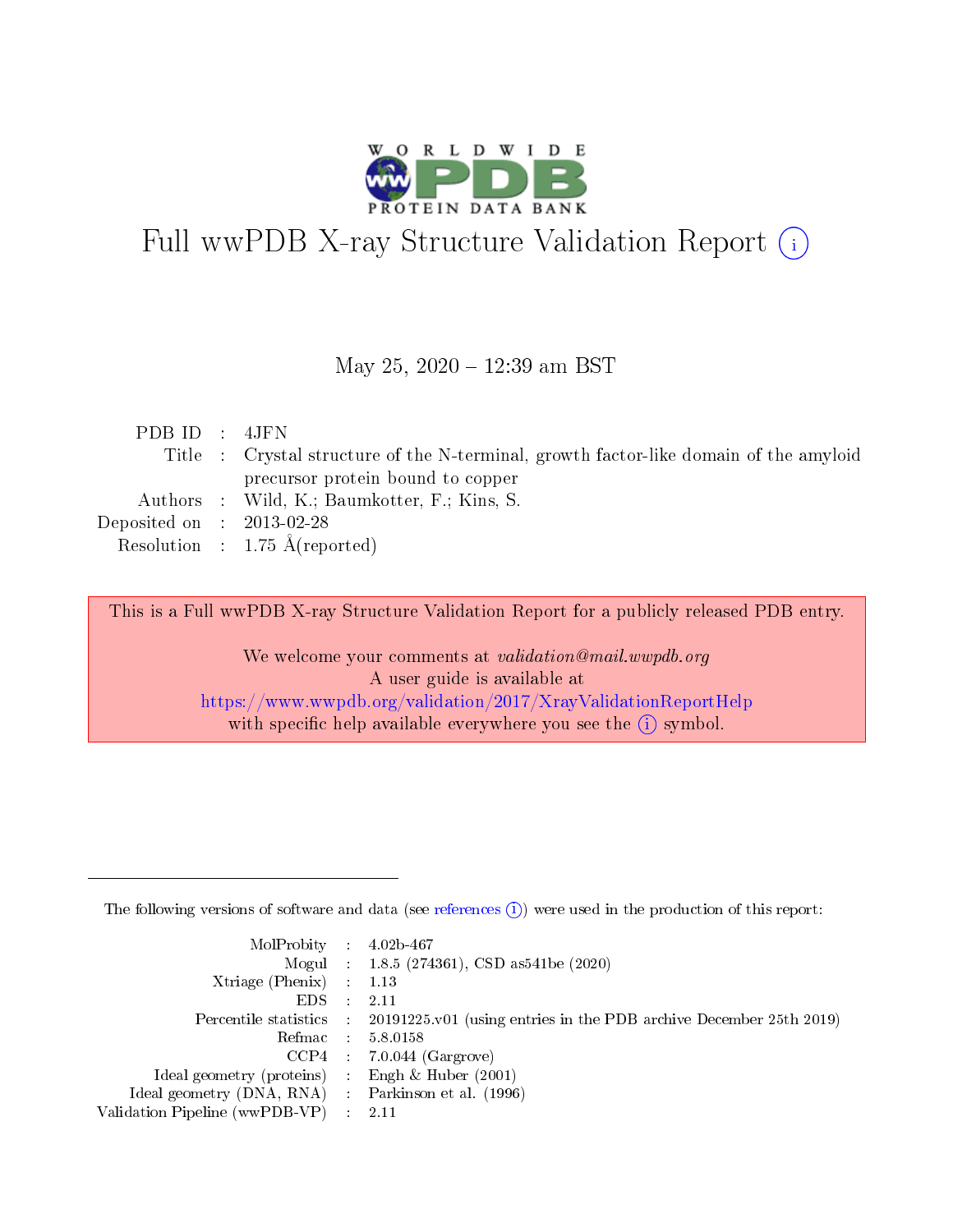# Full wwPDB X-ray Structure Validation Report (i)

May 25, 2020 – 12:39 am BST

| | | |
|---|---|---|
| PDB ID | : | 4JFN |
| Title | : | Crystal structure of the N-terminal, growth factor-like domain of the amyloid precursor protein bound to copper |
| Authors | : | Wild, K.; Baumkotter, F.; Kins, S. |
| Deposited on | : | 2013-02-28 |
| Resolution | : | 1.75 Å(reported) |

This is a Full wwPDB X-ray Structure Validation Report for a publicly released PDB entry.

We welcome your comments at *validation@mail.wwpdb.org*
A user guide is available at
https://www.wwpdb.org/validation/2017/XrayValidationReportHelp
with specific help available everywhere you see the (i) symbol.

---

The following versions of software and data (see references (i)) were used in the production of this report:

| | | |
|---|---|---|
| MolProbity | : | 4.02b-467 |
| Mogul | : | 1.8.5 (274361), CSD as541be (2020) |
| Xtriage (Phenix) | : | 1.13 |
| EDS | : | 2.11 |
| Percentile statistics | : | 20191225.v01 (using entries in the PDB archive December 25th 2019) |
| Refmac | : | 5.8.0158 |
| CCP4 | : | 7.0.044 (Gargrove) |
| Ideal geometry (proteins) | : | Engh & Huber (2001) |
| Ideal geometry (DNA, RNA) | : | Parkinson et al. (1996) |
| Validation Pipeline (wwPDB-VP) | : | 2.11 |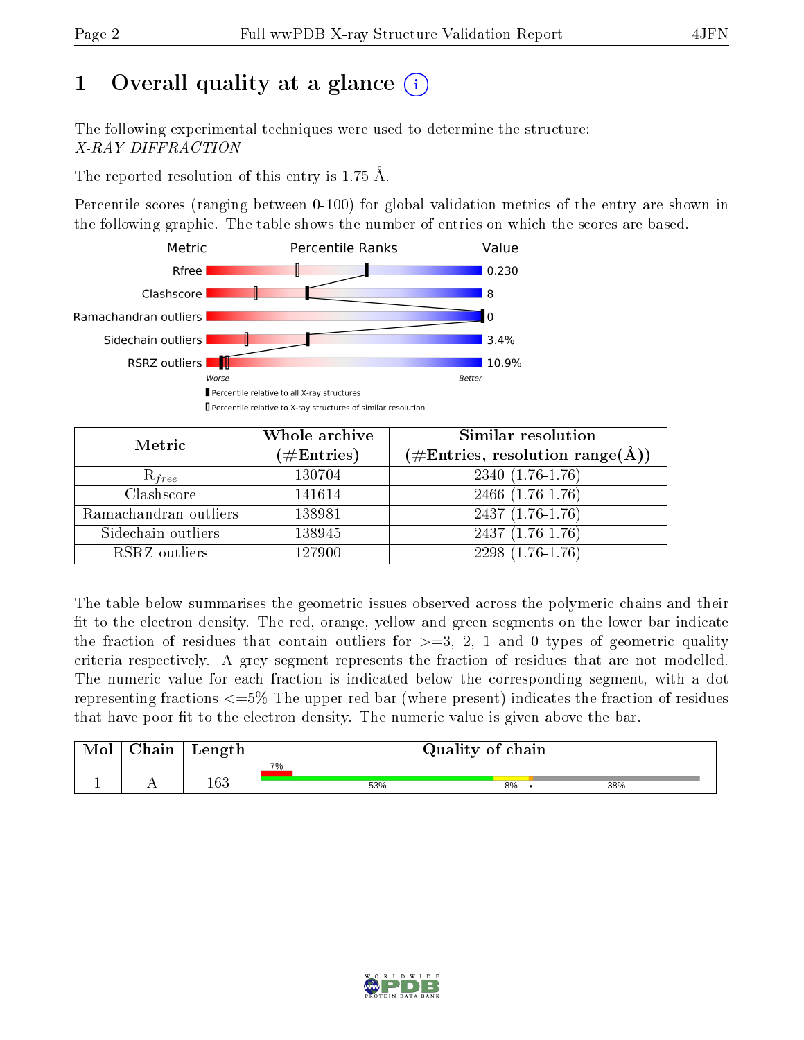# 1 Overall quality at a glance (i)

The following experimental techniques were used to determine the structure:
*X-RAY DIFFRACTION*

The reported resolution of this entry is 1.75 Å.

Percentile scores (ranging between 0-100) for global validation metrics of the entry are shown in the following graphic. The table shows the number of entries on which the scores are based.

| Metric | Value |
|---|---|
| Rfree | 0.230 |
| Clashscore | 8 |
| Ramachandran outliers | 0 |
| Sidechain outliers | 3.4% |
| RSRZ outliers | 10.9% |

Worse — Better

▮ Percentile relative to all X-ray structures
▯ Percentile relative to X-ray structures of similar resolution

| Metric | Whole archive (#Entries) | Similar resolution (#Entries, resolution range(Å)) |
|---|---|---|
| $R_{free}$ | 130704 | 2340 (1.76-1.76) |
| Clashscore | 141614 | 2466 (1.76-1.76) |
| Ramachandran outliers | 138981 | 2437 (1.76-1.76) |
| Sidechain outliers | 138945 | 2437 (1.76-1.76) |
| RSRZ outliers | 127900 | 2298 (1.76-1.76) |

The table below summarises the geometric issues observed across the polymeric chains and their fit to the electron density. The red, orange, yellow and green segments on the lower bar indicate the fraction of residues that contain outliers for >=3, 2, 1 and 0 types of geometric quality criteria respectively. A grey segment represents the fraction of residues that are not modelled. The numeric value for each fraction is indicated below the corresponding segment, with a dot representing fractions <=5% The upper red bar (where present) indicates the fraction of residues that have poor fit to the electron density. The numeric value is given above the bar.

| Mol | Chain | Length | Quality of chain |
|---|---|---|---|
| 1 | A | 163 | 7% (poor fit); 53% green, 8% yellow, • orange, 38% grey |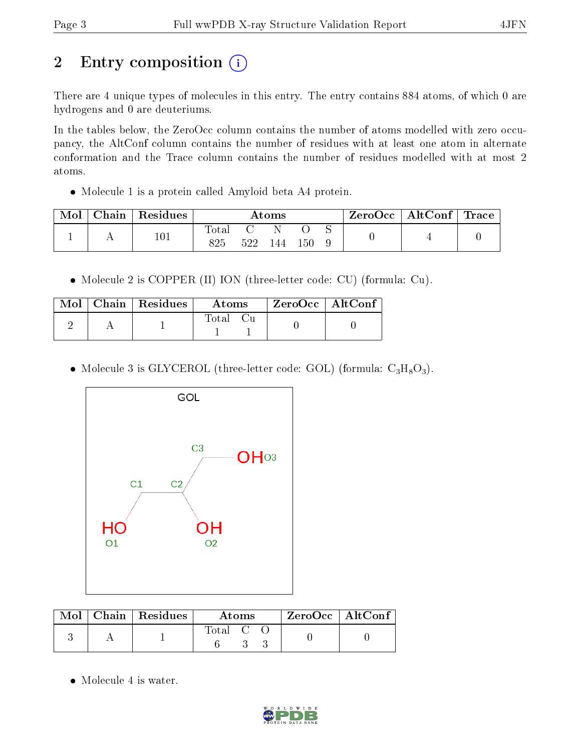## 2 Entry composition

There are 4 unique types of molecules in this entry. The entry contains 884 atoms, of which 0 are hydrogens and 0 are deuteriums.

In the tables below, the ZeroOcc column contains the number of atoms modelled with zero occupancy, the AltConf column contains the number of residues with at least one atom in alternate conformation and the Trace column contains the number of residues modelled with at most 2 atoms.

- Molecule 1 is a protein called Amyloid beta A4 protein.

| Mol | Chain | Residues | Atoms | | | | | ZeroOcc | AltConf | Trace |
|---|---|---|---|---|---|---|---|---|---|---|
| | | | Total | C | N | O | S | | | |
| 1 | A | 101 | 825 | 522 | 144 | 150 | 9 | 0 | 4 | 0 |

- Molecule 2 is COPPER (II) ION (three-letter code: CU) (formula: Cu).

| Mol | Chain | Residues | Atoms | | ZeroOcc | AltConf |
|---|---|---|---|---|---|---|
| | | | Total | Cu | | |
| 2 | A | 1 | 1 | 1 | 0 | 0 |

- Molecule 3 is GLYCEROL (three-letter code: GOL) (formula: $C_3H_8O_3$).

| Mol | Chain | Residues | Atoms | | | ZeroOcc | AltConf |
|---|---|---|---|---|---|---|---|
| | | | Total | C | O | | |
| 3 | A | 1 | 6 | 3 | 3 | 0 | 0 |

- Molecule 4 is water.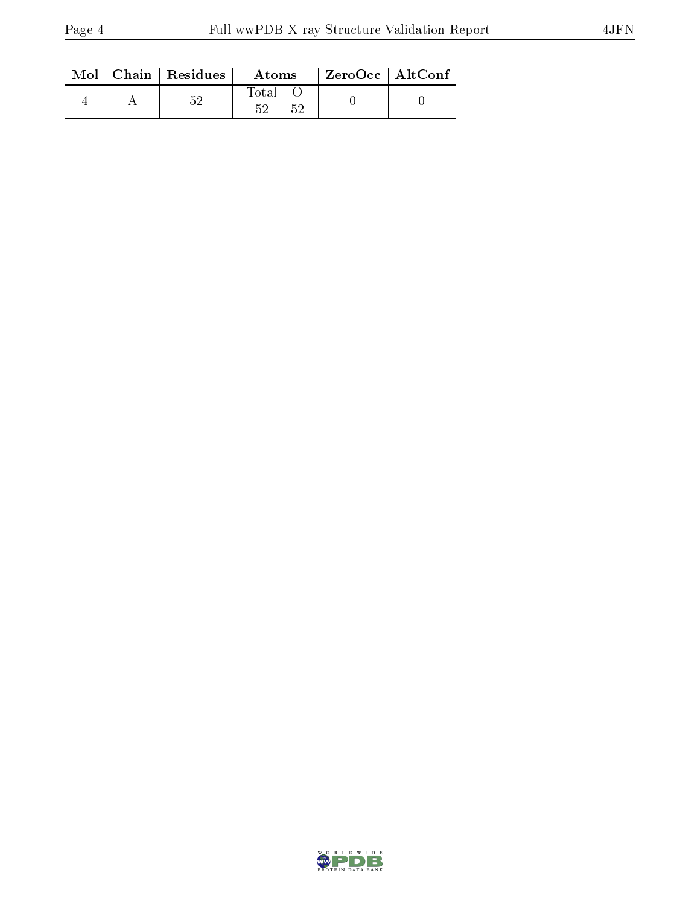| Mol | Chain | Residues | Atoms | | ZeroOcc | AltConf |
|---|---|---|---|---|---|---|
| | | | Total | O | | |
| 4 | A | 52 | 52 | 52 | 0 | 0 |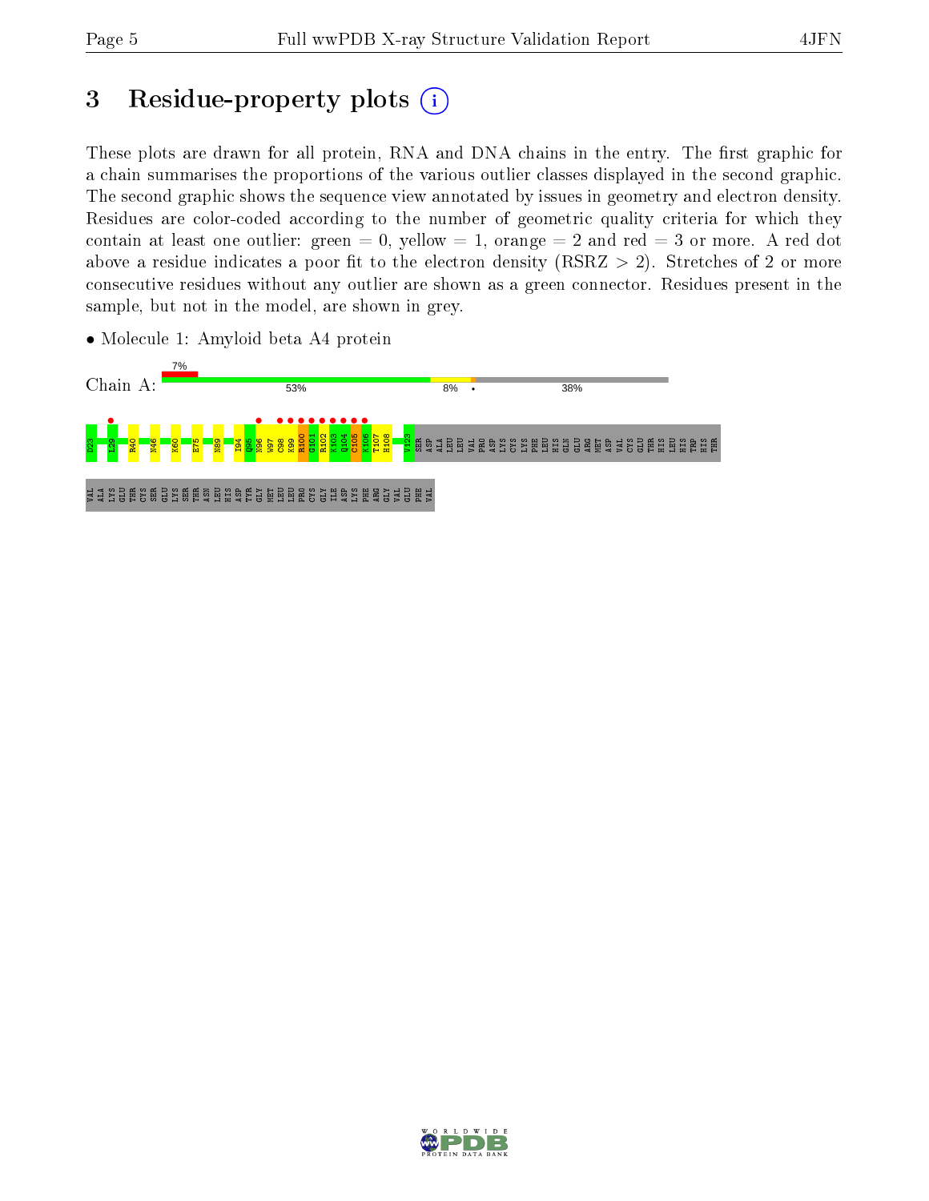# 3 Residue-property plots

These plots are drawn for all protein, RNA and DNA chains in the entry. The first graphic for a chain summarises the proportions of the various outlier classes displayed in the second graphic. The second graphic shows the sequence view annotated by issues in geometry and electron density. Residues are color-coded according to the number of geometric quality criteria for which they contain at least one outlier: green = 0, yellow = 1, orange = 2 and red = 3 or more. A red dot above a residue indicates a poor fit to the electron density (RSRZ > 2). Stretches of 2 or more consecutive residues without any outlier are shown as a green connector. Residues present in the sample, but not in the model, are shown in grey.

- Molecule 1: Amyloid beta A4 protein

Chain A: 7% | 53% | 8% | • | 38%

D23 L29 R40 N46 K60 E75 N89 I94 Q95 N96 W97 C98 K99 R100 G101 R102 K103 Q104 C105 K106 T107 H108 V123 SER ASP ALA LEU LEU VAL PRO ASP LYS CYS LYS PHE LEU HIS GLN GLU ARG MET ASP VAL CYS GLU THR HIS LEU HIS TRP HIS THR VAL ALA LYS GLU THR CYS SER GLU LYS SER THR ASN LEU HIS ASP TYR GLY MET LEU LEU PRO CYS GLY ILE ASP LYS PHE ARG GLY VAL GLU PHE VAL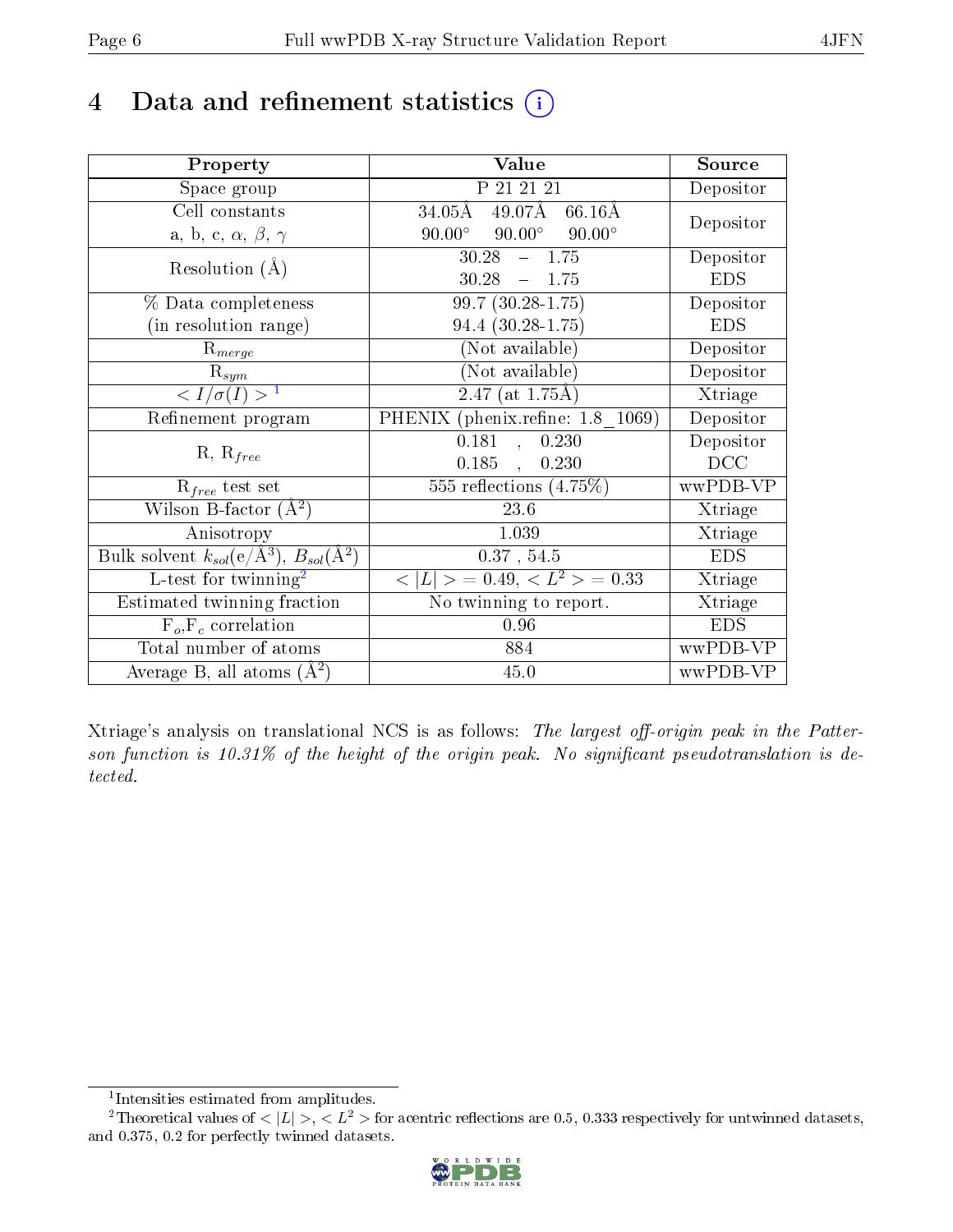# 4 Data and refinement statistics

| Property | Value | Source |
|---|---|---|
| Space group | P 21 21 21 | Depositor |
| Cell constants<br>a, b, c, $\alpha$, $\beta$, $\gamma$ | 34.05Å 49.07Å 66.16Å<br>90.00° 90.00° 90.00° | Depositor |
| Resolution (Å) | 30.28 – 1.75<br>30.28 – 1.75 | Depositor<br>EDS |
| % Data completeness<br>(in resolution range) | 99.7 (30.28-1.75)<br>94.4 (30.28-1.75) | Depositor<br>EDS |
| $R_{merge}$ | (Not available) | Depositor |
| $R_{sym}$ | (Not available) | Depositor |
| $< I/\sigma(I) >$ [1] | 2.47 (at 1.75Å) | Xtriage |
| Refinement program | PHENIX (phenix.refine: 1.8_1069) | Depositor |
| R, $R_{free}$ | 0.181 , 0.230<br>0.185 , 0.230 | Depositor<br>DCC |
| $R_{free}$ test set | 555 reflections (4.75%) | wwPDB-VP |
| Wilson B-factor (Å$^2$) | 23.6 | Xtriage |
| Anisotropy | 1.039 | Xtriage |
| Bulk solvent $k_{sol}$(e/Å$^3$), $B_{sol}$(Å$^2$) | 0.37 , 54.5 | EDS |
| L-test for twinning[2] | $< \lvert L \rvert > = 0.49$, $< L^2 > = 0.33$ | Xtriage |
| Estimated twinning fraction | No twinning to report. | Xtriage |
| $F_o$,$F_c$ correlation | 0.96 | EDS |
| Total number of atoms | 884 | wwPDB-VP |
| Average B, all atoms (Å$^2$) | 45.0 | wwPDB-VP |

Xtriage's analysis on translational NCS is as follows: *The largest off-origin peak in the Patterson function is 10.31% of the height of the origin peak. No significant pseudotranslation is detected.*

[1] Intensities estimated from amplitudes.

[2] Theoretical values of $< \lvert L \rvert >$, $< L^2 >$ for acentric reflections are 0.5, 0.333 respectively for untwinned datasets, and 0.375, 0.2 for perfectly twinned datasets.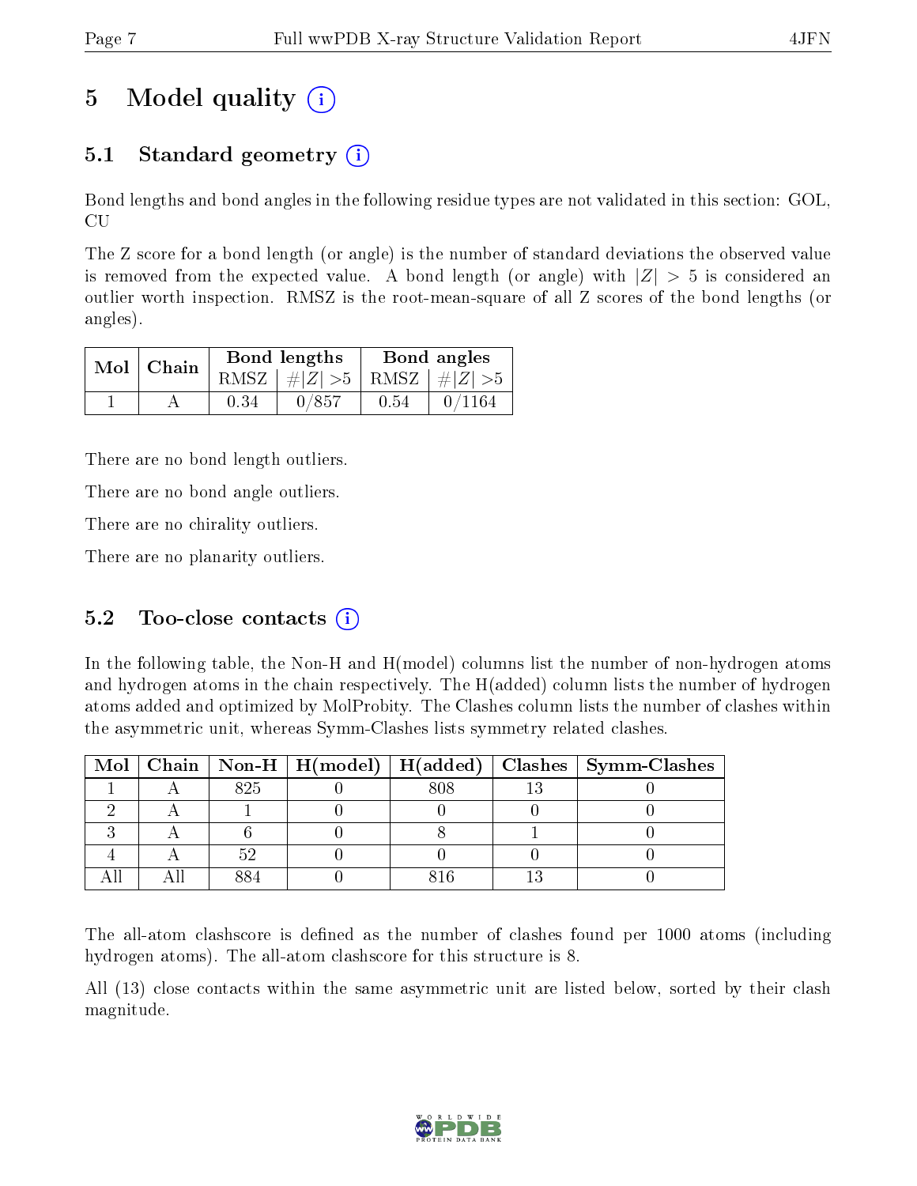# 5 Model quality (i)

## 5.1 Standard geometry (i)

Bond lengths and bond angles in the following residue types are not validated in this section: GOL, CU

The Z score for a bond length (or angle) is the number of standard deviations the observed value is removed from the expected value. A bond length (or angle) with $|Z| > 5$ is considered an outlier worth inspection. RMSZ is the root-mean-square of all Z scores of the bond lengths (or angles).

| Mol | Chain | Bond lengths | | Bond angles | |
|---|---|---|---|---|---|
| | | RMSZ | $\#\|Z\| > 5$ | RMSZ | $\#\|Z\| > 5$ |
| 1 | A | 0.34 | 0/857 | 0.54 | 0/1164 |

There are no bond length outliers.

There are no bond angle outliers.

There are no chirality outliers.

There are no planarity outliers.

## 5.2 Too-close contacts (i)

In the following table, the Non-H and H(model) columns list the number of non-hydrogen atoms and hydrogen atoms in the chain respectively. The H(added) column lists the number of hydrogen atoms added and optimized by MolProbity. The Clashes column lists the number of clashes within the asymmetric unit, whereas Symm-Clashes lists symmetry related clashes.

| Mol | Chain | Non-H | H(model) | H(added) | Clashes | Symm-Clashes |
|---|---|---|---|---|---|---|
| 1 | A | 825 | 0 | 808 | 13 | 0 |
| 2 | A | 1 | 0 | 0 | 0 | 0 |
| 3 | A | 6 | 0 | 8 | 1 | 0 |
| 4 | A | 52 | 0 | 0 | 0 | 0 |
| All | All | 884 | 0 | 816 | 13 | 0 |

The all-atom clashscore is defined as the number of clashes found per 1000 atoms (including hydrogen atoms). The all-atom clashscore for this structure is 8.

All (13) close contacts within the same asymmetric unit are listed below, sorted by their clash magnitude.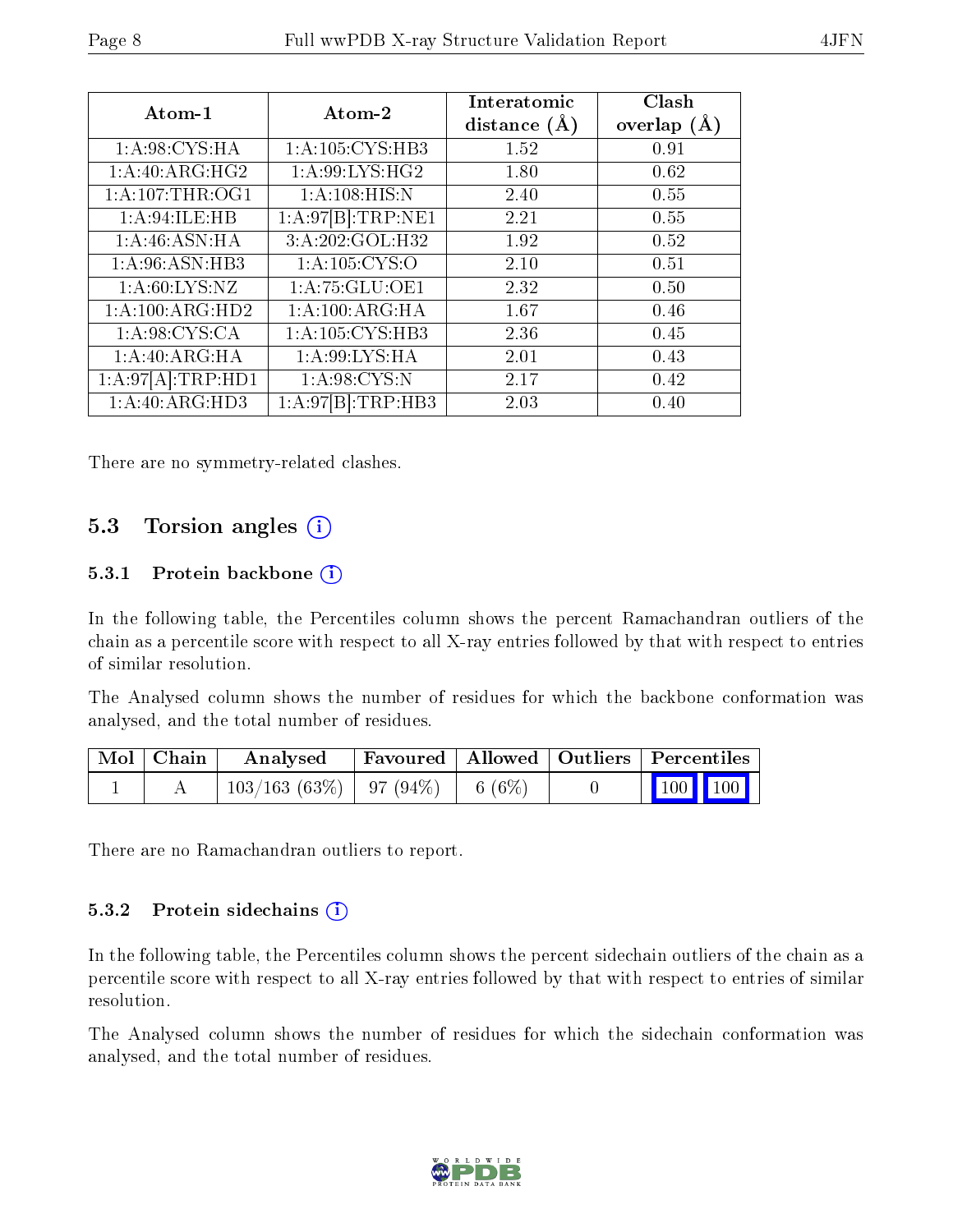| Atom-1 | Atom-2 | Interatomic distance (Å) | Clash overlap (Å) |
|---|---|---|---|
| 1:A:98:CYS:HA | 1:A:105:CYS:HB3 | 1.52 | 0.91 |
| 1:A:40:ARG:HG2 | 1:A:99:LYS:HG2 | 1.80 | 0.62 |
| 1:A:107:THR:OG1 | 1:A:108:HIS:N | 2.40 | 0.55 |
| 1:A:94:ILE:HB | 1:A:97[B]:TRP:NE1 | 2.21 | 0.55 |
| 1:A:46:ASN:HA | 3:A:202:GOL:H32 | 1.92 | 0.52 |
| 1:A:96:ASN:HB3 | 1:A:105:CYS:O | 2.10 | 0.51 |
| 1:A:60:LYS:NZ | 1:A:75:GLU:OE1 | 2.32 | 0.50 |
| 1:A:100:ARG:HD2 | 1:A:100:ARG:HA | 1.67 | 0.46 |
| 1:A:98:CYS:CA | 1:A:105:CYS:HB3 | 2.36 | 0.45 |
| 1:A:40:ARG:HA | 1:A:99:LYS:HA | 2.01 | 0.43 |
| 1:A:97[A]:TRP:HD1 | 1:A:98:CYS:N | 2.17 | 0.42 |
| 1:A:40:ARG:HD3 | 1:A:97[B]:TRP:HB3 | 2.03 | 0.40 |

There are no symmetry-related clashes.

## 5.3 Torsion angles

### 5.3.1 Protein backbone

In the following table, the Percentiles column shows the percent Ramachandran outliers of the chain as a percentile score with respect to all X-ray entries followed by that with respect to entries of similar resolution.

The Analysed column shows the number of residues for which the backbone conformation was analysed, and the total number of residues.

| Mol | Chain | Analysed | Favoured | Allowed | Outliers | Percentiles | |
|---|---|---|---|---|---|---|---|
| 1 | A | 103/163 (63%) | 97 (94%) | 6 (6%) | 0 | 100 | 100 |

There are no Ramachandran outliers to report.

### 5.3.2 Protein sidechains

In the following table, the Percentiles column shows the percent sidechain outliers of the chain as a percentile score with respect to all X-ray entries followed by that with respect to entries of similar resolution.

The Analysed column shows the number of residues for which the sidechain conformation was analysed, and the total number of residues.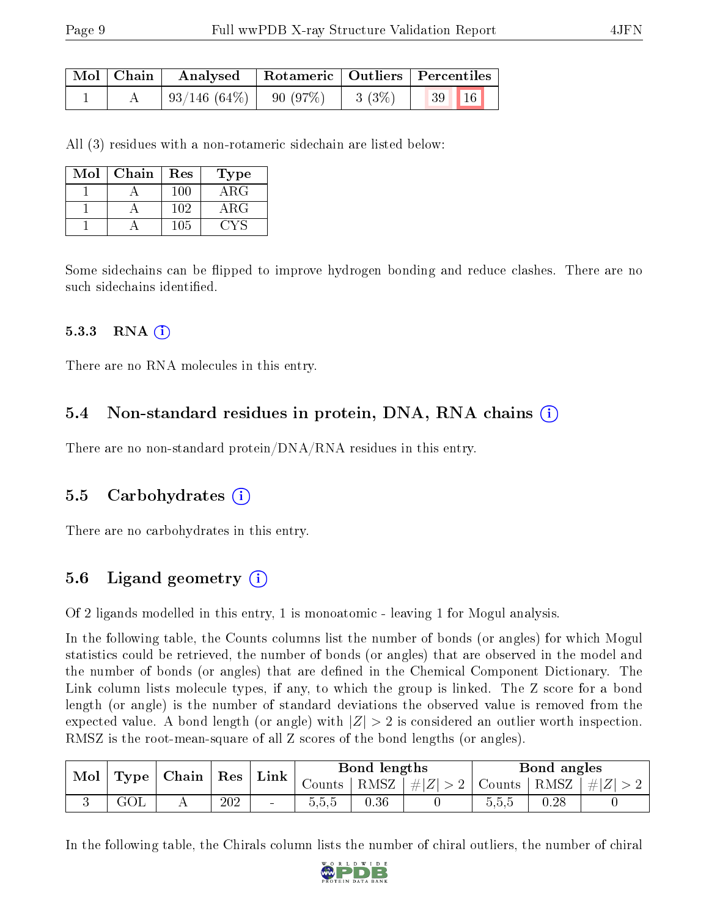| Mol | Chain | Analysed | Rotameric | Outliers | Percentiles | |
|---|---|---|---|---|---|---|
| 1 | A | 93/146 (64%) | 90 (97%) | 3 (3%) | 39 | 16 |

All (3) residues with a non-rotameric sidechain are listed below:

| Mol | Chain | Res | Type |
|---|---|---|---|
| 1 | A | 100 | ARG |
| 1 | A | 102 | ARG |
| 1 | A | 105 | CYS |

Some sidechains can be flipped to improve hydrogen bonding and reduce clashes. There are no such sidechains identified.

#### 5.3.3 RNA

There are no RNA molecules in this entry.

### 5.4 Non-standard residues in protein, DNA, RNA chains

There are no non-standard protein/DNA/RNA residues in this entry.

### 5.5 Carbohydrates

There are no carbohydrates in this entry.

### 5.6 Ligand geometry

Of 2 ligands modelled in this entry, 1 is monoatomic - leaving 1 for Mogul analysis.

In the following table, the Counts columns list the number of bonds (or angles) for which Mogul statistics could be retrieved, the number of bonds (or angles) that are observed in the model and the number of bonds (or angles) that are defined in the Chemical Component Dictionary. The Link column lists molecule types, if any, to which the group is linked. The Z score for a bond length (or angle) is the number of standard deviations the observed value is removed from the expected value. A bond length (or angle) with $|Z| > 2$ is considered an outlier worth inspection. RMSZ is the root-mean-square of all Z scores of the bond lengths (or angles).

| Mol | Type | Chain | Res | Link | Bond lengths | | | Bond angles | | |
|---|---|---|---|---|---|---|---|---|---|---|
| | | | | | Counts | RMSZ | $\#\|Z\| > 2$ | Counts | RMSZ | $\#\|Z\| > 2$ |
| 3 | GOL | A | 202 | - | 5,5,5 | 0.36 | 0 | 5,5,5 | 0.28 | 0 |

In the following table, the Chirals column lists the number of chiral outliers, the number of chiral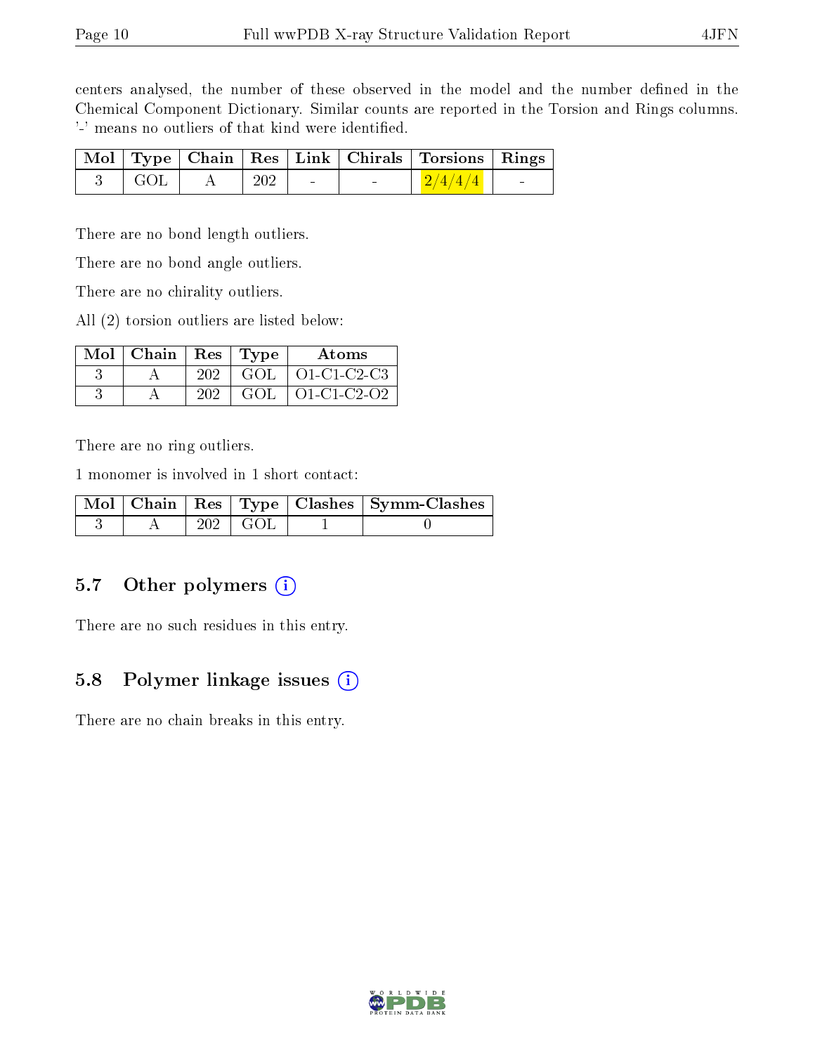centers analysed, the number of these observed in the model and the number defined in the Chemical Component Dictionary. Similar counts are reported in the Torsion and Rings columns. '-' means no outliers of that kind were identified.

| Mol | Type | Chain | Res | Link | Chirals | Torsions | Rings |
|---|---|---|---|---|---|---|---|
| 3 | GOL | A | 202 | - | - | 2/4/4/4 | - |

There are no bond length outliers.

There are no bond angle outliers.

There are no chirality outliers.

All (2) torsion outliers are listed below:

| Mol | Chain | Res | Type | Atoms |
|---|---|---|---|---|
| 3 | A | 202 | GOL | O1-C1-C2-C3 |
| 3 | A | 202 | GOL | O1-C1-C2-O2 |

There are no ring outliers.

1 monomer is involved in 1 short contact:

| Mol | Chain | Res | Type | Clashes | Symm-Clashes |
|---|---|---|---|---|---|
| 3 | A | 202 | GOL | 1 | 0 |

## 5.7 Other polymers

There are no such residues in this entry.

## 5.8 Polymer linkage issues

There are no chain breaks in this entry.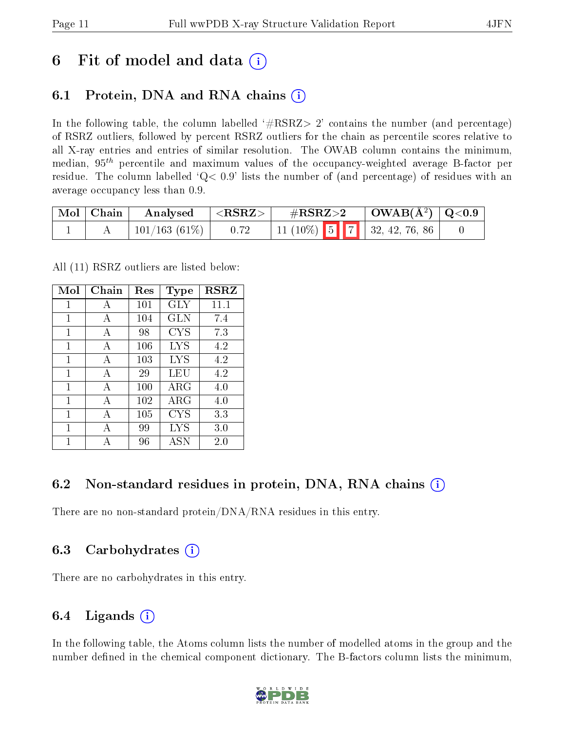# 6 Fit of model and data (i)

## 6.1 Protein, DNA and RNA chains (i)

In the following table, the column labelled '#RSRZ> 2' contains the number (and percentage) of RSRZ outliers, followed by percent RSRZ outliers for the chain as percentile scores relative to all X-ray entries and entries of similar resolution. The OWAB column contains the minimum, median, $95^{th}$ percentile and maximum values of the occupancy-weighted average B-factor per residue. The column labelled 'Q< 0.9' lists the number of (and percentage) of residues with an average occupancy less than 0.9.

| Mol | Chain | Analysed | <RSRZ> | #RSRZ>2 | OWAB(Å$^2$) | Q<0.9 |
|---|---|---|---|---|---|---|
| 1 | A | 101/163 (61%) | 0.72 | 11 (10%) 5 7 | 32, 42, 76, 86 | 0 |

All (11) RSRZ outliers are listed below:

| Mol | Chain | Res | Type | RSRZ |
|---|---|---|---|---|
| 1 | A | 101 | GLY | 11.1 |
| 1 | A | 104 | GLN | 7.4 |
| 1 | A | 98 | CYS | 7.3 |
| 1 | A | 106 | LYS | 4.2 |
| 1 | A | 103 | LYS | 4.2 |
| 1 | A | 29 | LEU | 4.2 |
| 1 | A | 100 | ARG | 4.0 |
| 1 | A | 102 | ARG | 4.0 |
| 1 | A | 105 | CYS | 3.3 |
| 1 | A | 99 | LYS | 3.0 |
| 1 | A | 96 | ASN | 2.0 |

## 6.2 Non-standard residues in protein, DNA, RNA chains (i)

There are no non-standard protein/DNA/RNA residues in this entry.

## 6.3 Carbohydrates (i)

There are no carbohydrates in this entry.

## 6.4 Ligands (i)

In the following table, the Atoms column lists the number of modelled atoms in the group and the number defined in the chemical component dictionary. The B-factors column lists the minimum,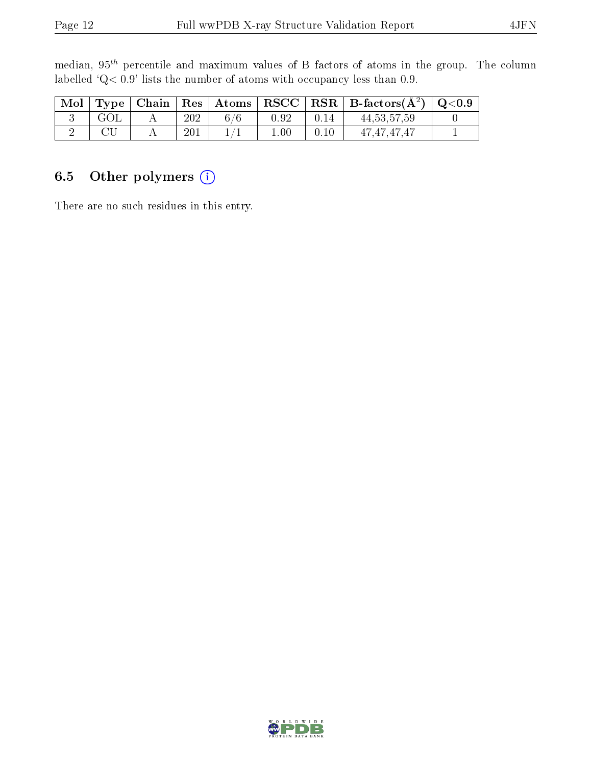median, $95^{th}$ percentile and maximum values of B factors of atoms in the group. The column labelled 'Q< 0.9' lists the number of atoms with occupancy less than 0.9.

| Mol | Type | Chain | Res | Atoms | RSCC | RSR | B-factors(Å$^2$) | Q<0.9 |
|---|---|---|---|---|---|---|---|---|
| 3 | GOL | A | 202 | 6/6 | 0.92 | 0.14 | 44,53,57,59 | 0 |
| 2 | CU | A | 201 | 1/1 | 1.00 | 0.10 | 47,47,47,47 | 1 |

### 6.5 Other polymers

There are no such residues in this entry.